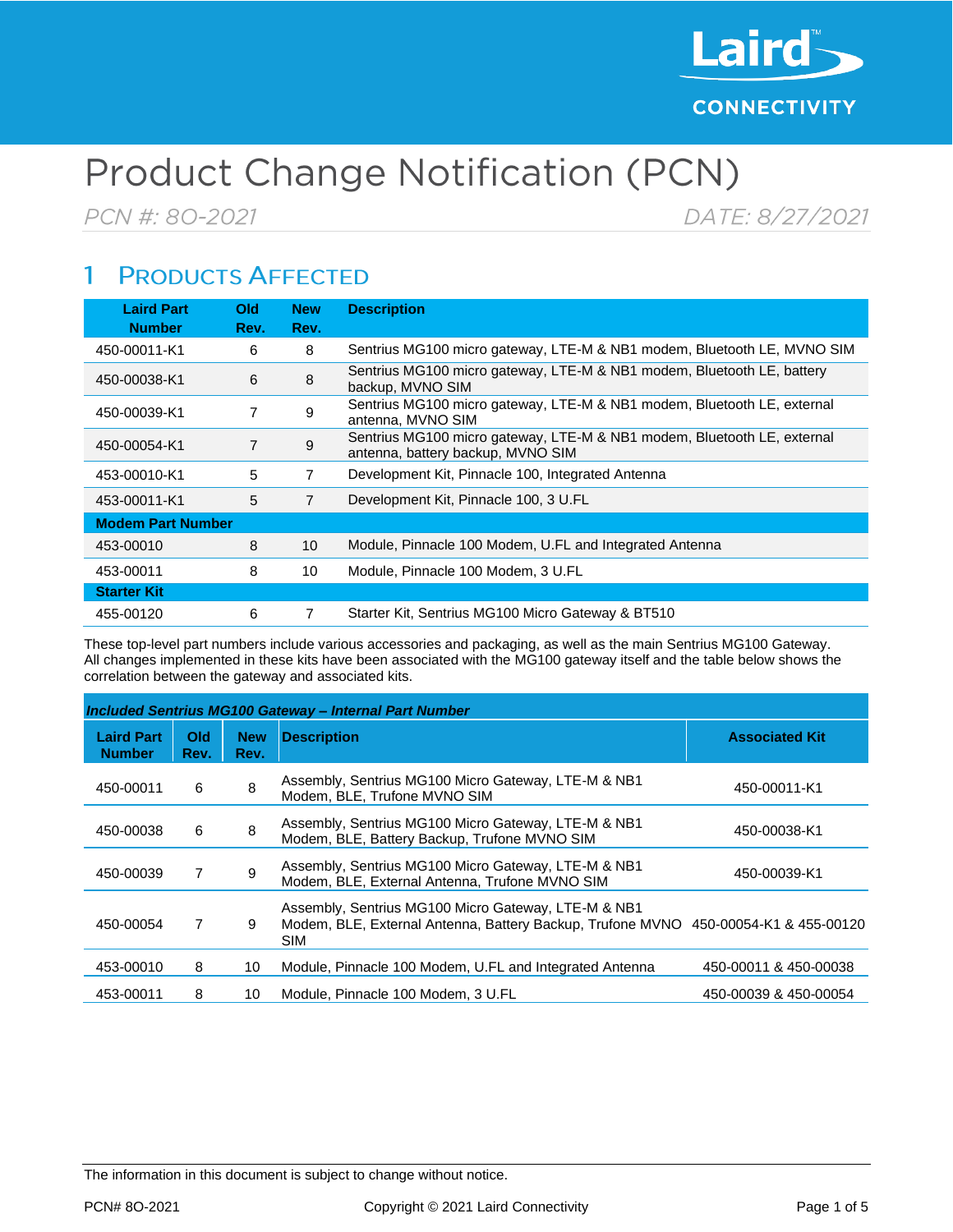# Product Change Notification (PCN)

*PCN #: 8O-2021* *DATE: 8/27/2021*

## 1 Products Affected

| Laird Part Number | Old Rev. | New Rev. | Description |
|---|---|---|---|
| 450-00011-K1 | 6 | 8 | Sentrius MG100 micro gateway, LTE-M & NB1 modem, Bluetooth LE, MVNO SIM |
| 450-00038-K1 | 6 | 8 | Sentrius MG100 micro gateway, LTE-M & NB1 modem, Bluetooth LE, battery backup, MVNO SIM |
| 450-00039-K1 | 7 | 9 | Sentrius MG100 micro gateway, LTE-M & NB1 modem, Bluetooth LE, external antenna, MVNO SIM |
| 450-00054-K1 | 7 | 9 | Sentrius MG100 micro gateway, LTE-M & NB1 modem, Bluetooth LE, external antenna, battery backup, MVNO SIM |
| 453-00010-K1 | 5 | 7 | Development Kit, Pinnacle 100, Integrated Antenna |
| 453-00011-K1 | 5 | 7 | Development Kit, Pinnacle 100, 3 U.FL |
| **Modem Part Number** | | | |
| 453-00010 | 8 | 10 | Module, Pinnacle 100 Modem, U.FL and Integrated Antenna |
| 453-00011 | 8 | 10 | Module, Pinnacle 100 Modem, 3 U.FL |
| **Starter Kit** | | | |
| 455-00120 | 6 | 7 | Starter Kit, Sentrius MG100 Micro Gateway & BT510 |

These top-level part numbers include various accessories and packaging, as well as the main Sentrius MG100 Gateway. All changes implemented in these kits have been associated with the MG100 gateway itself and the table below shows the correlation between the gateway and associated kits.

| ***Included Sentrius MG100 Gateway – Internal Part Number*** | | | | |
|---|---|---|---|---|
| **Laird Part Number** | **Old Rev.** | **New Rev.** | **Description** | **Associated Kit** |
| 450-00011 | 6 | 8 | Assembly, Sentrius MG100 Micro Gateway, LTE-M & NB1 Modem, BLE, Trufone MVNO SIM | 450-00011-K1 |
| 450-00038 | 6 | 8 | Assembly, Sentrius MG100 Micro Gateway, LTE-M & NB1 Modem, BLE, Battery Backup, Trufone MVNO SIM | 450-00038-K1 |
| 450-00039 | 7 | 9 | Assembly, Sentrius MG100 Micro Gateway, LTE-M & NB1 Modem, BLE, External Antenna, Trufone MVNO SIM | 450-00039-K1 |
| 450-00054 | 7 | 9 | Assembly, Sentrius MG100 Micro Gateway, LTE-M & NB1 Modem, BLE, External Antenna, Battery Backup, Trufone MVNO SIM | 450-00054-K1 & 455-00120 |
| 453-00010 | 8 | 10 | Module, Pinnacle 100 Modem, U.FL and Integrated Antenna | 450-00011 & 450-00038 |
| 453-00011 | 8 | 10 | Module, Pinnacle 100 Modem, 3 U.FL | 450-00039 & 450-00054 |

The information in this document is subject to change without notice.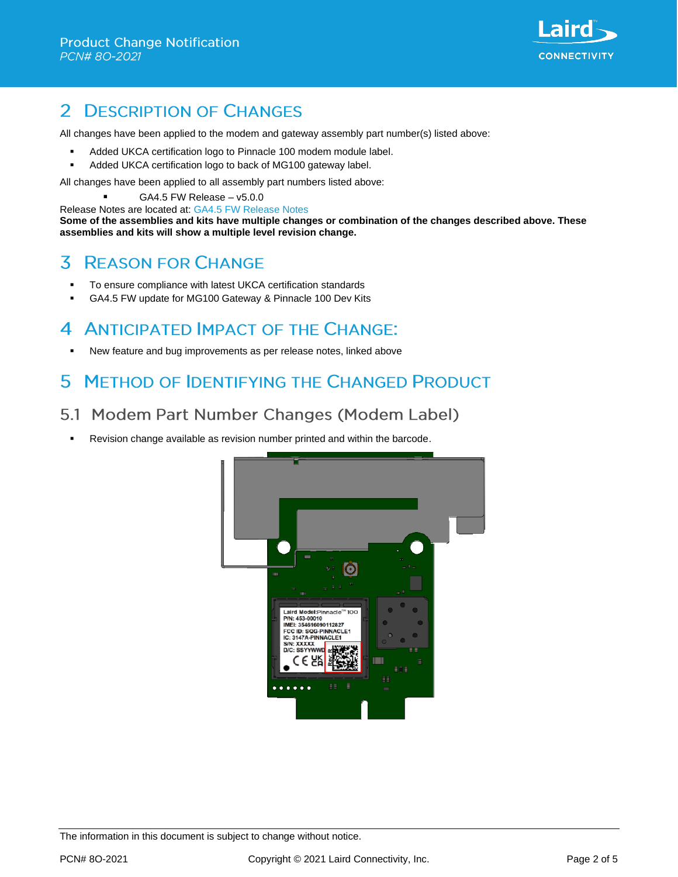# 2 Description of Changes

All changes have been applied to the modem and gateway assembly part number(s) listed above:

- Added UKCA certification logo to Pinnacle 100 modem module label.
- Added UKCA certification logo to back of MG100 gateway label.

All changes have been applied to all assembly part numbers listed above:

- GA4.5 FW Release – v5.0.0

Release Notes are located at: GA4.5 FW Release Notes

**Some of the assemblies and kits have multiple changes or combination of the changes described above. These assemblies and kits will show a multiple level revision change.**

# 3 Reason for Change

- To ensure compliance with latest UKCA certification standards
- GA4.5 FW update for MG100 Gateway & Pinnacle 100 Dev Kits

# 4 Anticipated Impact of the Change:

- New feature and bug improvements as per release notes, linked above

# 5 Method of Identifying the Changed Product

## 5.1 Modem Part Number Changes (Modem Label)

- Revision change available as revision number printed and within the barcode.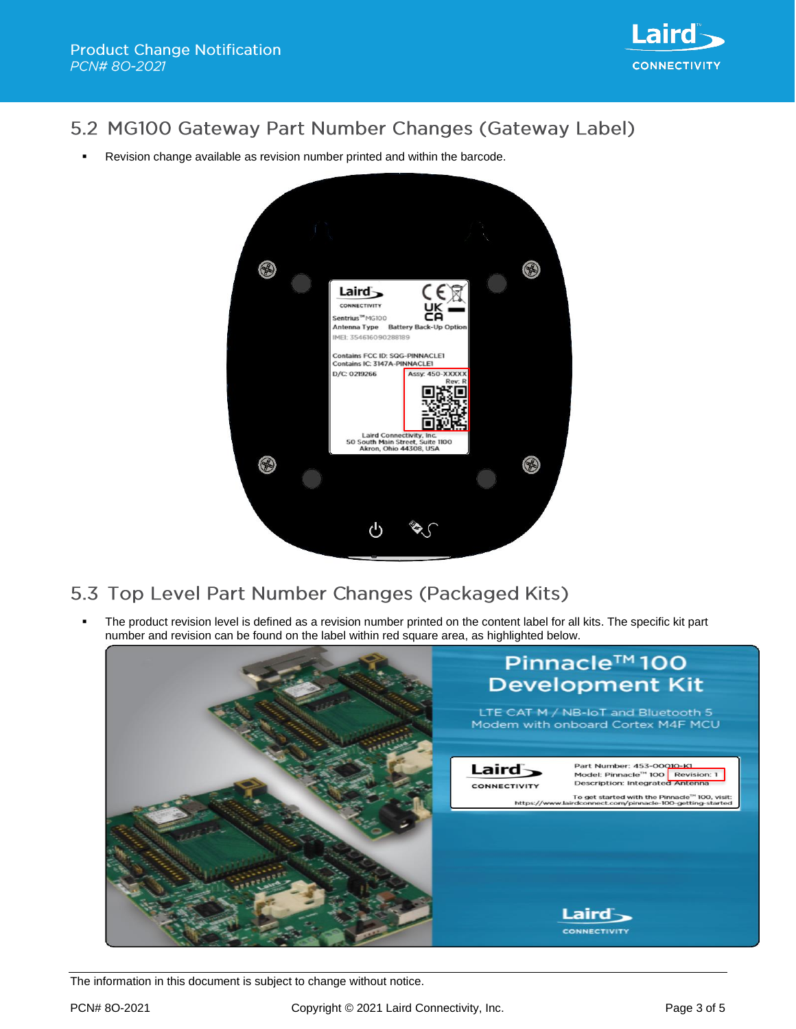## 5.2 MG100 Gateway Part Number Changes (Gateway Label)

- Revision change available as revision number printed and within the barcode.

## 5.3 Top Level Part Number Changes (Packaged Kits)

- The product revision level is defined as a revision number printed on the content label for all kits. The specific kit part number and revision can be found on the label within red square area, as highlighted below.

The information in this document is subject to change without notice.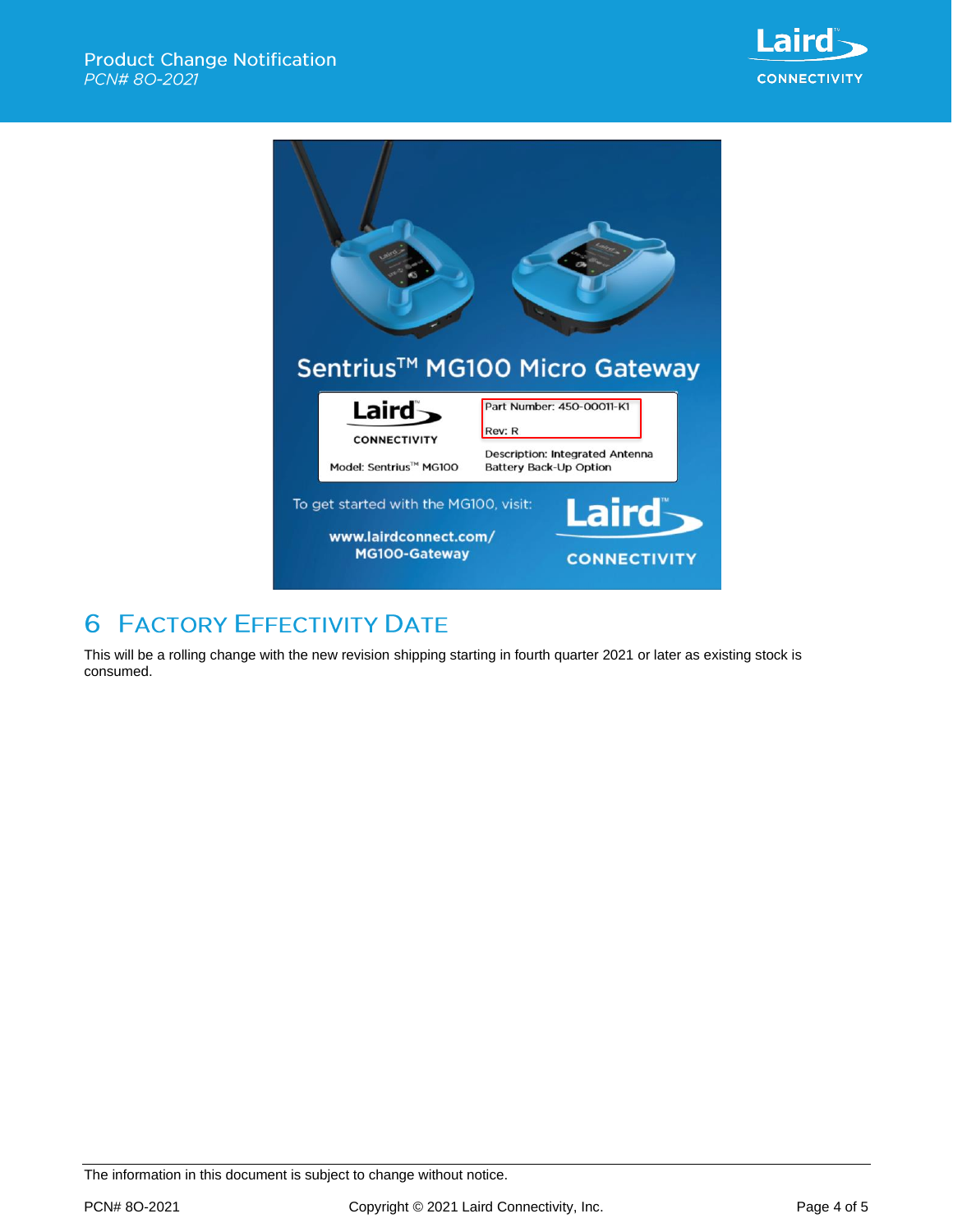## 6 Factory Effectivity Date

This will be a rolling change with the new revision shipping starting in fourth quarter 2021 or later as existing stock is consumed.

The information in this document is subject to change without notice.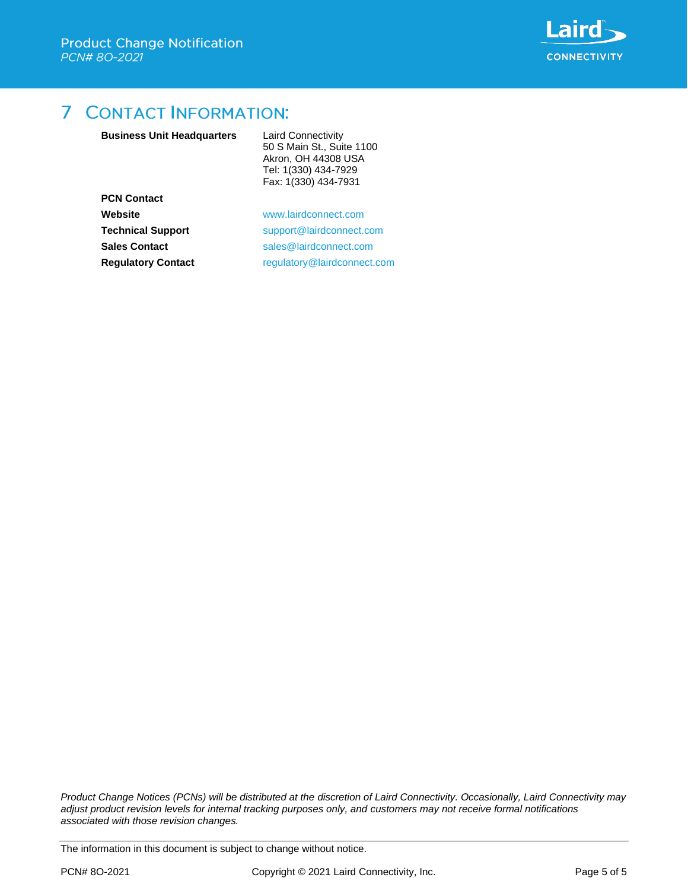## 7 Contact Information:

| | |
|---|---|
| **Business Unit Headquarters** | Laird Connectivity<br>50 S Main St., Suite 1100<br>Akron, OH 44308 USA<br>Tel: 1(330) 434-7929<br>Fax: 1(330) 434-7931 |
| **PCN Contact** | |
| **Website** | www.lairdconnect.com |
| **Technical Support** | support@lairdconnect.com |
| **Sales Contact** | sales@lairdconnect.com |
| **Regulatory Contact** | regulatory@lairdconnect.com |

*Product Change Notices (PCNs) will be distributed at the discretion of Laird Connectivity. Occasionally, Laird Connectivity may adjust product revision levels for internal tracking purposes only, and customers may not receive formal notifications associated with those revision changes.*

The information in this document is subject to change without notice.